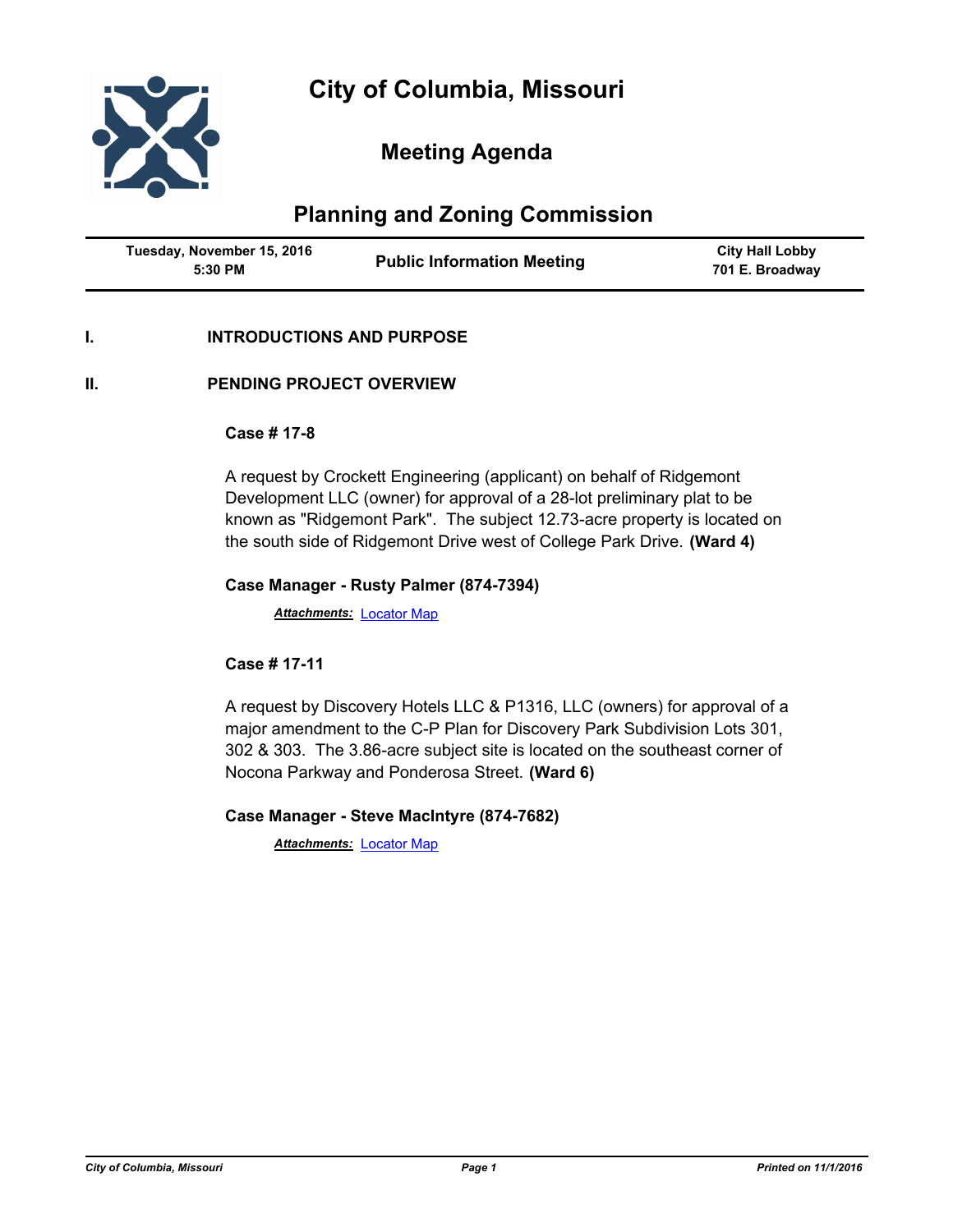# City of Columbia, Missouri

## Meeting Agenda

## Planning and Zoning Commission

| Tuesday, November 15, 2016 5:30 PM | Public Information Meeting | City Hall Lobby 701 E. Broadway |
|---|---|---|

**I. INTRODUCTIONS AND PURPOSE**

**II. PENDING PROJECT OVERVIEW**

**Case # 17-8**

A request by Crockett Engineering (applicant) on behalf of Ridgemont Development LLC (owner) for approval of a 28-lot preliminary plat to be known as "Ridgemont Park". The subject 12.73-acre property is located on the south side of Ridgemont Drive west of College Park Drive. **(Ward 4)**

**Case Manager - Rusty Palmer (874-7394)**

***Attachments:*** Locator Map

**Case # 17-11**

A request by Discovery Hotels LLC & P1316, LLC (owners) for approval of a major amendment to the C-P Plan for Discovery Park Subdivision Lots 301, 302 & 303. The 3.86-acre subject site is located on the southeast corner of Nocona Parkway and Ponderosa Street. **(Ward 6)**

**Case Manager - Steve MacIntyre (874-7682)**

***Attachments:*** Locator Map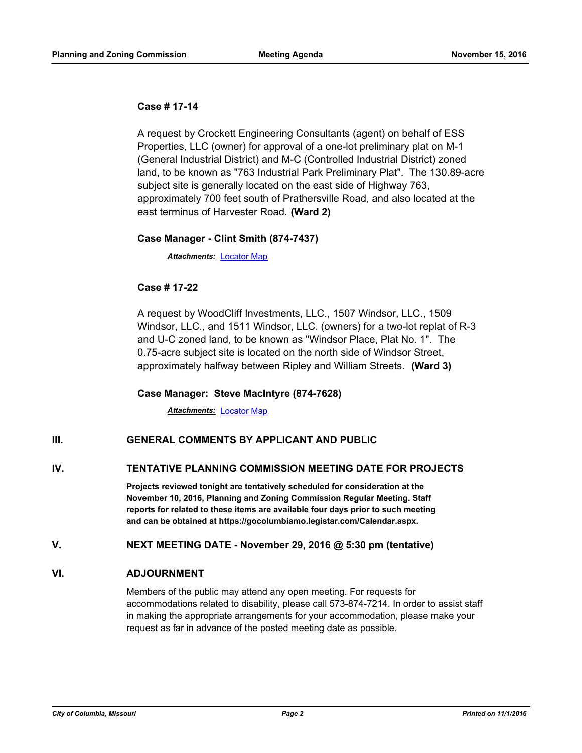### Case # 17-14

A request by Crockett Engineering Consultants (agent) on behalf of ESS Properties, LLC (owner) for approval of a one-lot preliminary plat on M-1 (General Industrial District) and M-C (Controlled Industrial District) zoned land, to be known as "763 Industrial Park Preliminary Plat". The 130.89-acre subject site is generally located on the east side of Highway 763, approximately 700 feet south of Prathersville Road, and also located at the east terminus of Harvester Road. **(Ward 2)**

**Case Manager - Clint Smith (874-7437)**

***Attachments:*** Locator Map

### Case # 17-22

A request by WoodCliff Investments, LLC., 1507 Windsor, LLC., 1509 Windsor, LLC., and 1511 Windsor, LLC. (owners) for a two-lot replat of R-3 and U-C zoned land, to be known as "Windsor Place, Plat No. 1". The 0.75-acre subject site is located on the north side of Windsor Street, approximately halfway between Ripley and William Streets. **(Ward 3)**

**Case Manager: Steve MacIntyre (874-7628)**

***Attachments:*** Locator Map

## III. GENERAL COMMENTS BY APPLICANT AND PUBLIC

## IV. TENTATIVE PLANNING COMMISSION MEETING DATE FOR PROJECTS

**Projects reviewed tonight are tentatively scheduled for consideration at the November 10, 2016, Planning and Zoning Commission Regular Meeting. Staff reports for related to these items are available four days prior to such meeting and can be obtained at https://gocolumbiamo.legistar.com/Calendar.aspx.**

## V. NEXT MEETING DATE - November 29, 2016 @ 5:30 pm (tentative)

## VI. ADJOURNMENT

Members of the public may attend any open meeting. For requests for accommodations related to disability, please call 573-874-7214. In order to assist staff in making the appropriate arrangements for your accommodation, please make your request as far in advance of the posted meeting date as possible.